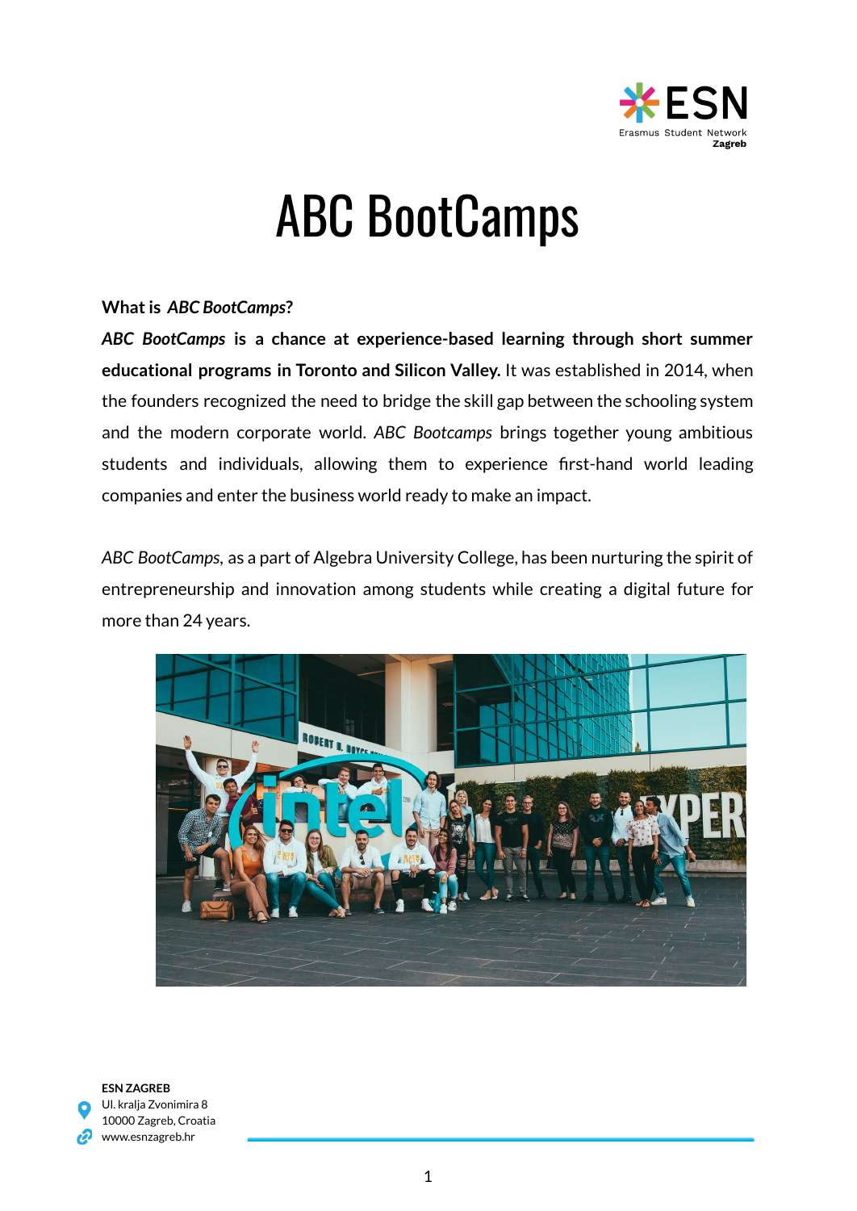# ABC BootCamps

**What is *ABC BootCamps*?**

***ABC BootCamps* is a chance at experience-based learning through short summer educational programs in Toronto and Silicon Valley.** It was established in 2014, when the founders recognized the need to bridge the skill gap between the schooling system and the modern corporate world. *ABC Bootcamps* brings together young ambitious students and individuals, allowing them to experience first-hand world leading companies and enter the business world ready to make an impact.

*ABC BootCamps*, as a part of Algebra University College, has been nurturing the spirit of entrepreneurship and innovation among students while creating a digital future for more than 24 years.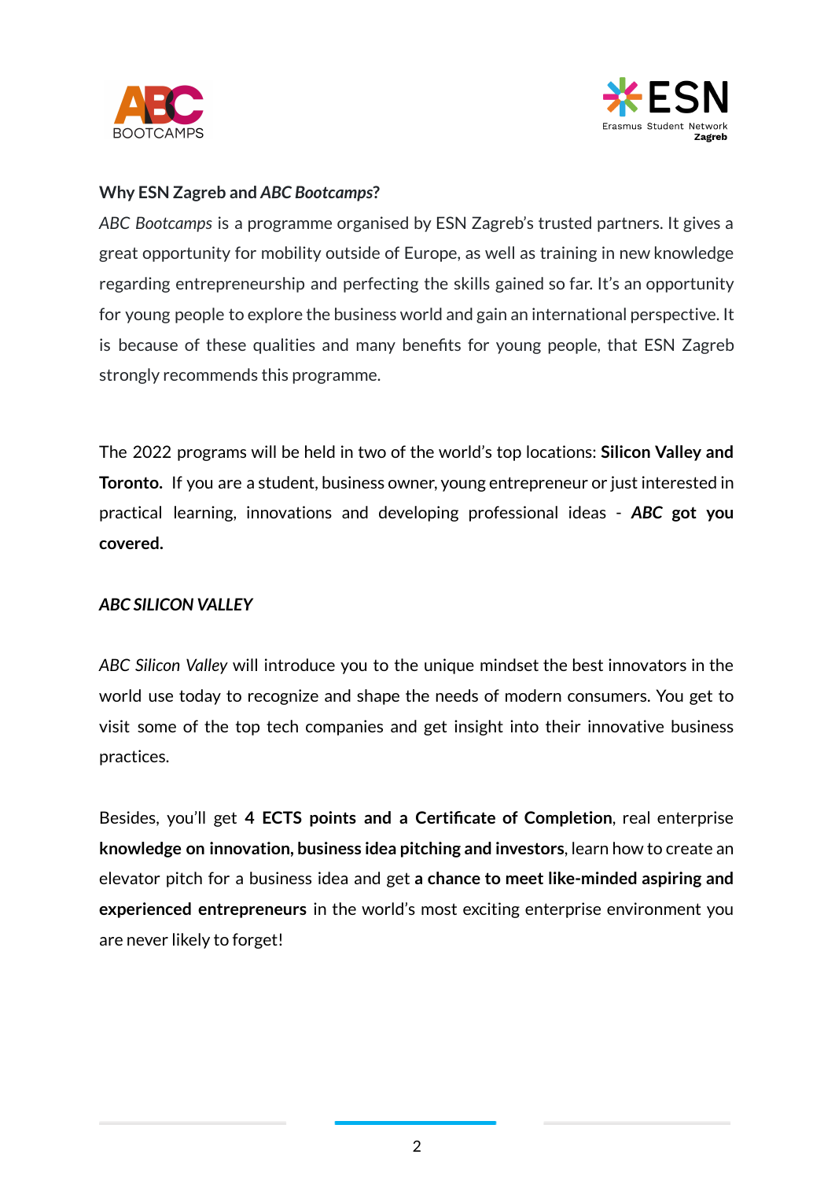**Why ESN Zagreb and *ABC Bootcamps*?**

*ABC Bootcamps* is a programme organised by ESN Zagreb's trusted partners. It gives a great opportunity for mobility outside of Europe, as well as training in new knowledge regarding entrepreneurship and perfecting the skills gained so far. It's an opportunity for young people to explore the business world and gain an international perspective. It is because of these qualities and many benefits for young people, that ESN Zagreb strongly recommends this programme.

The 2022 programs will be held in two of the world's top locations: **Silicon Valley and Toronto.** If you are a student, business owner, young entrepreneur or just interested in practical learning, innovations and developing professional ideas - ***ABC* got you covered.**

***ABC SILICON VALLEY***

*ABC Silicon Valley* will introduce you to the unique mindset the best innovators in the world use today to recognize and shape the needs of modern consumers. You get to visit some of the top tech companies and get insight into their innovative business practices.

Besides, you'll get **4 ECTS points and a Certificate of Completion**, real enterprise **knowledge on innovation, business idea pitching and investors**, learn how to create an elevator pitch for a business idea and get **a chance to meet like-minded aspiring and experienced entrepreneurs** in the world's most exciting enterprise environment you are never likely to forget!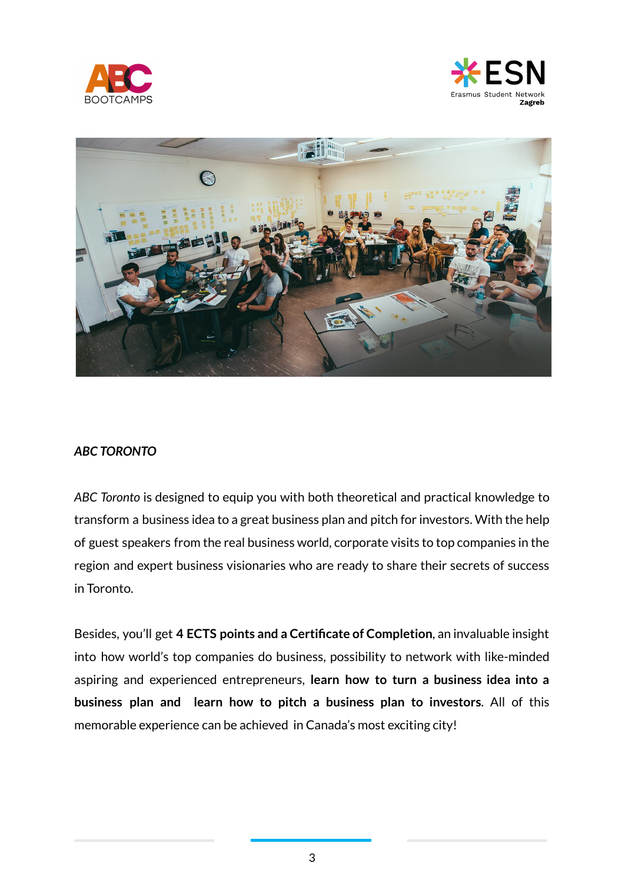***ABC TORONTO***

*ABC Toronto* is designed to equip you with both theoretical and practical knowledge to transform a business idea to a great business plan and pitch for investors. With the help of guest speakers from the real business world, corporate visits to top companies in the region and expert business visionaries who are ready to share their secrets of success in Toronto.

Besides, you'll get **4 ECTS points and a Certificate of Completion**, an invaluable insight into how world's top companies do business, possibility to network with like-minded aspiring and experienced entrepreneurs, **learn how to turn a business idea into a business plan and learn how to pitch a business plan to investors**. All of this memorable experience can be achieved in Canada's most exciting city!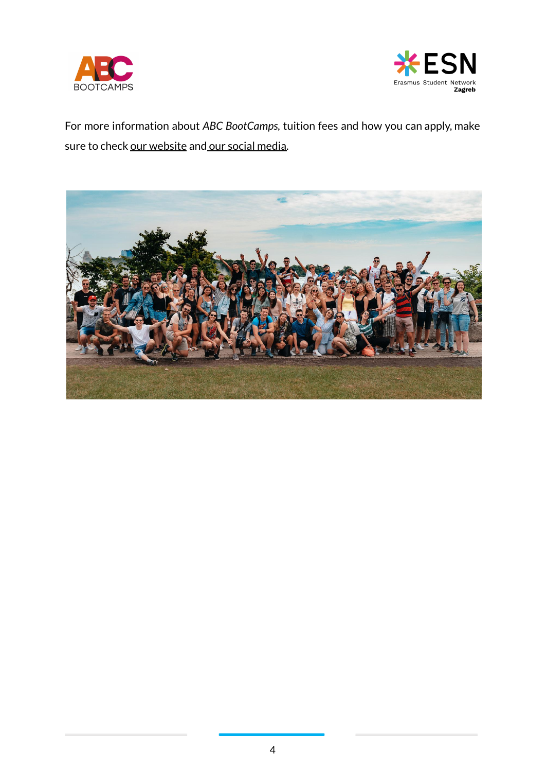For more information about *ABC BootCamps*, tuition fees and how you can apply, make sure to check our website and our social media.